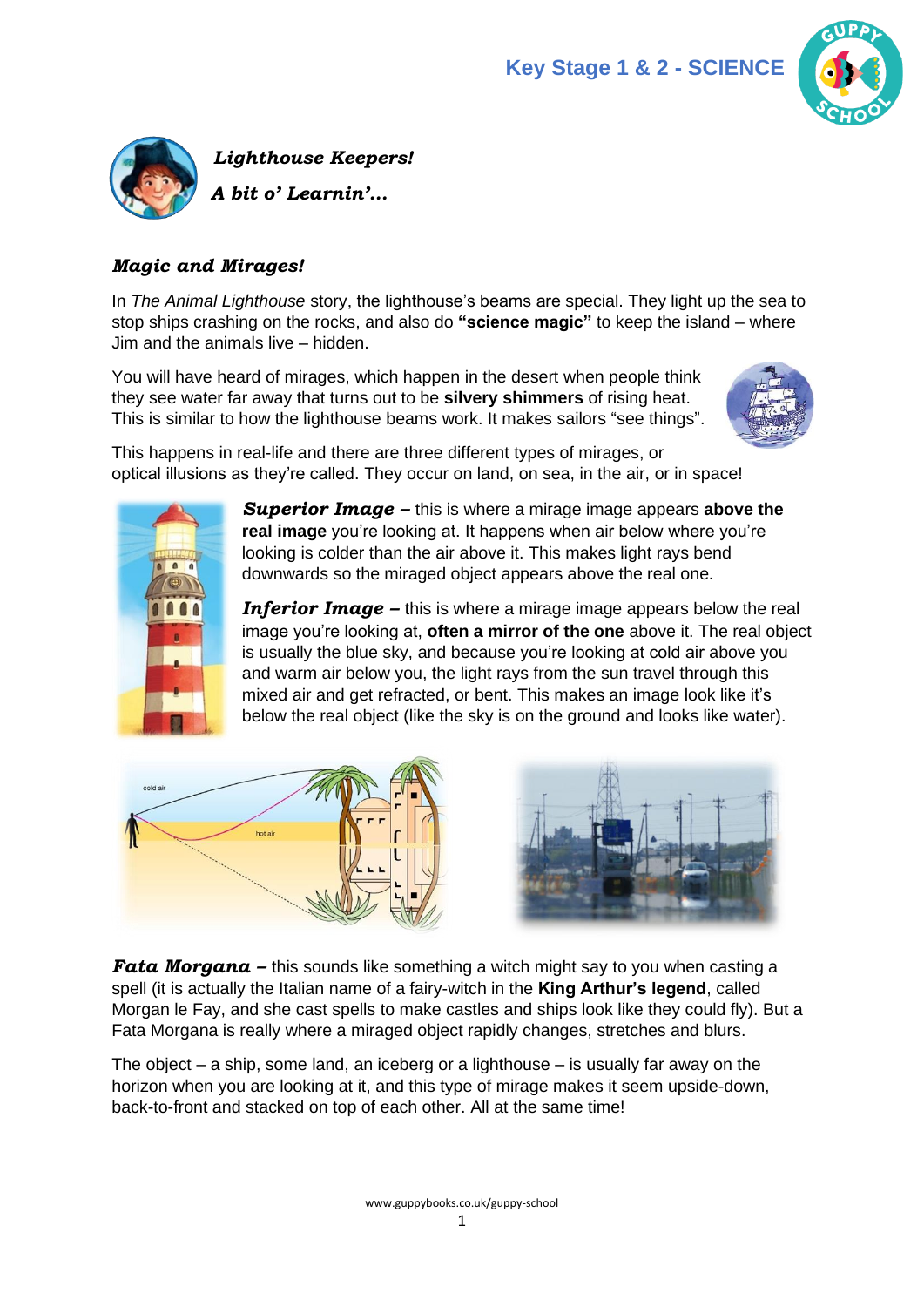Key Stage 1 & 2 - SCIENCE

***Lighthouse Keepers!***

***A bit o' Learnin'…***

## *Magic and Mirages!*

In *The Animal Lighthouse* story, the lighthouse's beams are special. They light up the sea to stop ships crashing on the rocks, and also do **"science magic"** to keep the island – where Jim and the animals live – hidden.

You will have heard of mirages, which happen in the desert when people think they see water far away that turns out to be **silvery shimmers** of rising heat. This is similar to how the lighthouse beams work. It makes sailors "see things".

This happens in real-life and there are three different types of mirages, or optical illusions as they're called. They occur on land, on sea, in the air, or in space!

***Superior Image –*** this is where a mirage image appears **above the real image** you're looking at. It happens when air below where you're looking is colder than the air above it. This makes light rays bend downwards so the miraged object appears above the real one.

***Inferior Image –*** this is where a mirage image appears below the real image you're looking at, **often a mirror of the one** above it. The real object is usually the blue sky, and because you're looking at cold air above you and warm air below you, the light rays from the sun travel through this mixed air and get refracted, or bent. This makes an image look like it's below the real object (like the sky is on the ground and looks like water).

***Fata Morgana –*** this sounds like something a witch might say to you when casting a spell (it is actually the Italian name of a fairy-witch in the **King Arthur's legend**, called Morgan le Fay, and she cast spells to make castles and ships look like they could fly). But a Fata Morgana is really where a miraged object rapidly changes, stretches and blurs.

The object – a ship, some land, an iceberg or a lighthouse – is usually far away on the horizon when you are looking at it, and this type of mirage makes it seem upside-down, back-to-front and stacked on top of each other. All at the same time!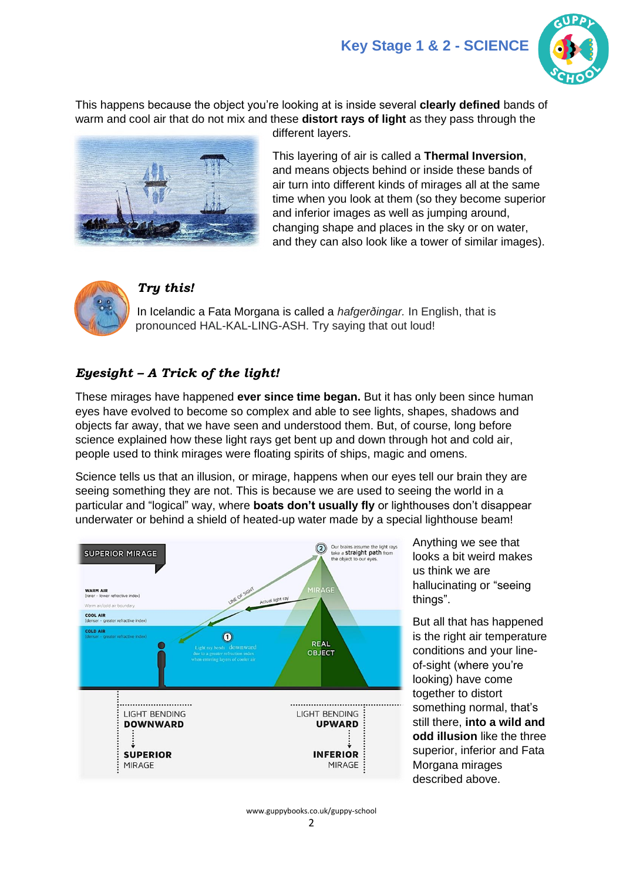This happens because the object you're looking at is inside several **clearly defined** bands of warm and cool air that do not mix and these **distort rays of light** as they pass through the different layers.

This layering of air is called a **Thermal Inversion**, and means objects behind or inside these bands of air turn into different kinds of mirages all at the same time when you look at them (so they become superior and inferior images as well as jumping around, changing shape and places in the sky or on water, and they can also look like a tower of similar images).

***Try this!***

In Icelandic a Fata Morgana is called a *hafgerðingar.* In English, that is pronounced HAL-KAL-LING-ASH. Try saying that out loud!

## *Eyesight – A Trick of the light!*

These mirages have happened **ever since time began.** But it has only been since human eyes have evolved to become so complex and able to see lights, shapes, shadows and objects far away, that we have seen and understood them. But, of course, long before science explained how these light rays get bent up and down through hot and cold air, people used to think mirages were floating spirits of ships, magic and omens.

Science tells us that an illusion, or mirage, happens when our eyes tell our brain they are seeing something they are not. This is because we are used to seeing the world in a particular and "logical" way, where **boats don't usually fly** or lighthouses don't disappear underwater or behind a shield of heated-up water made by a special lighthouse beam!

Anything we see that looks a bit weird makes us think we are hallucinating or "seeing things".

But all that has happened is the right air temperature conditions and your line-of-sight (where you're looking) have come together to distort something normal, that's still there, **into a wild and odd illusion** like the three superior, inferior and Fata Morgana mirages described above.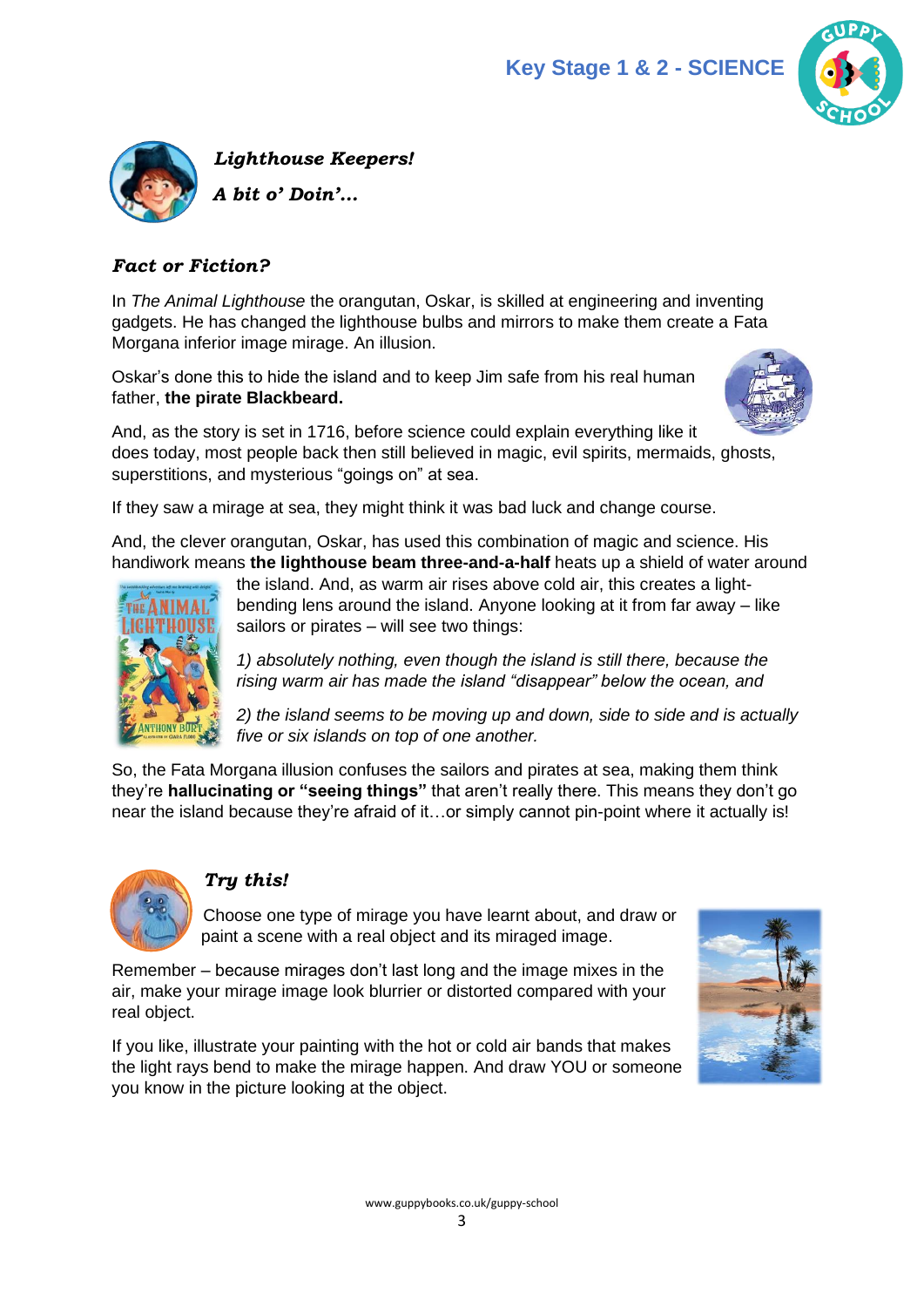Key Stage 1 & 2 - SCIENCE

## *Lighthouse Keepers!*

### *A bit o' Doin'...*

### *Fact or Fiction?*

In *The Animal Lighthouse* the orangutan, Oskar, is skilled at engineering and inventing gadgets. He has changed the lighthouse bulbs and mirrors to make them create a Fata Morgana inferior image mirage. An illusion.

Oskar's done this to hide the island and to keep Jim safe from his real human father, **the pirate Blackbeard.**

And, as the story is set in 1716, before science could explain everything like it does today, most people back then still believed in magic, evil spirits, mermaids, ghosts, superstitions, and mysterious "goings on" at sea.

If they saw a mirage at sea, they might think it was bad luck and change course.

And, the clever orangutan, Oskar, has used this combination of magic and science. His handiwork means **the lighthouse beam three-and-a-half** heats up a shield of water around the island. And, as warm air rises above cold air, this creates a light-bending lens around the island. Anyone looking at it from far away – like sailors or pirates – will see two things:

*1) absolutely nothing, even though the island is still there, because the rising warm air has made the island "disappear" below the ocean, and*

*2) the island seems to be moving up and down, side to side and is actually five or six islands on top of one another.*

So, the Fata Morgana illusion confuses the sailors and pirates at sea, making them think they're **hallucinating or "seeing things"** that aren't really there. This means they don't go near the island because they're afraid of it…or simply cannot pin-point where it actually is!

### *Try this!*

Choose one type of mirage you have learnt about, and draw or paint a scene with a real object and its miraged image.

Remember – because mirages don't last long and the image mixes in the air, make your mirage image look blurrier or distorted compared with your real object.

If you like, illustrate your painting with the hot or cold air bands that makes the light rays bend to make the mirage happen. And draw YOU or someone you know in the picture looking at the object.

www.guppybooks.co.uk/guppy-school